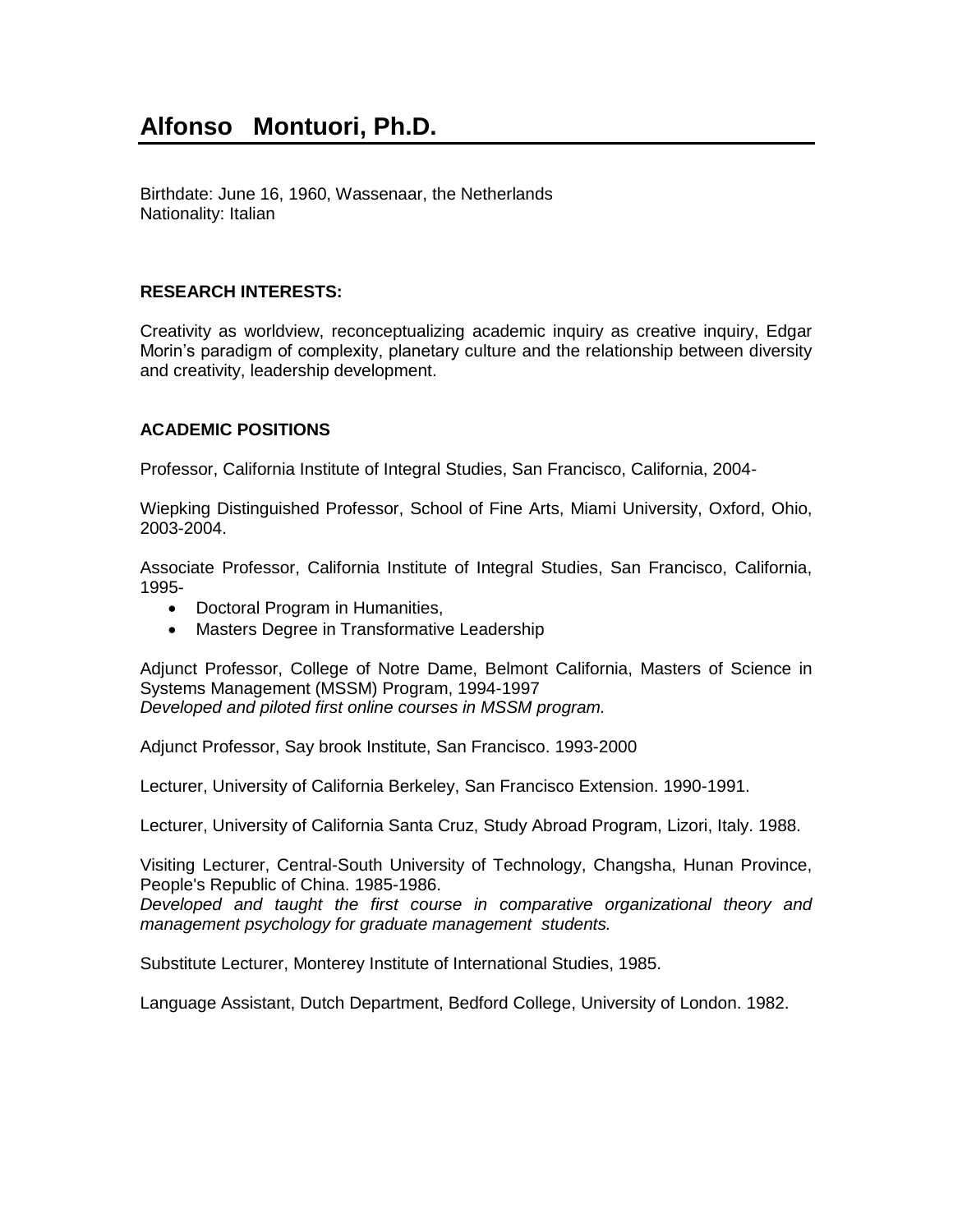# Alfonso Montuori, Ph.D.

Birthdate: June 16, 1960, Wassenaar, the Netherlands
Nationality: Italian

**RESEARCH INTERESTS:**

Creativity as worldview, reconceptualizing academic inquiry as creative inquiry, Edgar Morin's paradigm of complexity, planetary culture and the relationship between diversity and creativity, leadership development.

**ACADEMIC POSITIONS**

Professor, California Institute of Integral Studies, San Francisco, California, 2004-

Wiepking Distinguished Professor, School of Fine Arts, Miami University, Oxford, Ohio, 2003-2004.

Associate Professor, California Institute of Integral Studies, San Francisco, California, 1995-

- Doctoral Program in Humanities,
- Masters Degree in Transformative Leadership

Adjunct Professor, College of Notre Dame, Belmont California, Masters of Science in Systems Management (MSSM) Program, 1994-1997
*Developed and piloted first online courses in MSSM program.*

Adjunct Professor, Say brook Institute, San Francisco. 1993-2000

Lecturer, University of California Berkeley, San Francisco Extension. 1990-1991.

Lecturer, University of California Santa Cruz, Study Abroad Program, Lizori, Italy. 1988.

Visiting Lecturer, Central-South University of Technology, Changsha, Hunan Province, People's Republic of China. 1985-1986.
*Developed and taught the first course in comparative organizational theory and management psychology for graduate management students.*

Substitute Lecturer, Monterey Institute of International Studies, 1985.

Language Assistant, Dutch Department, Bedford College, University of London. 1982.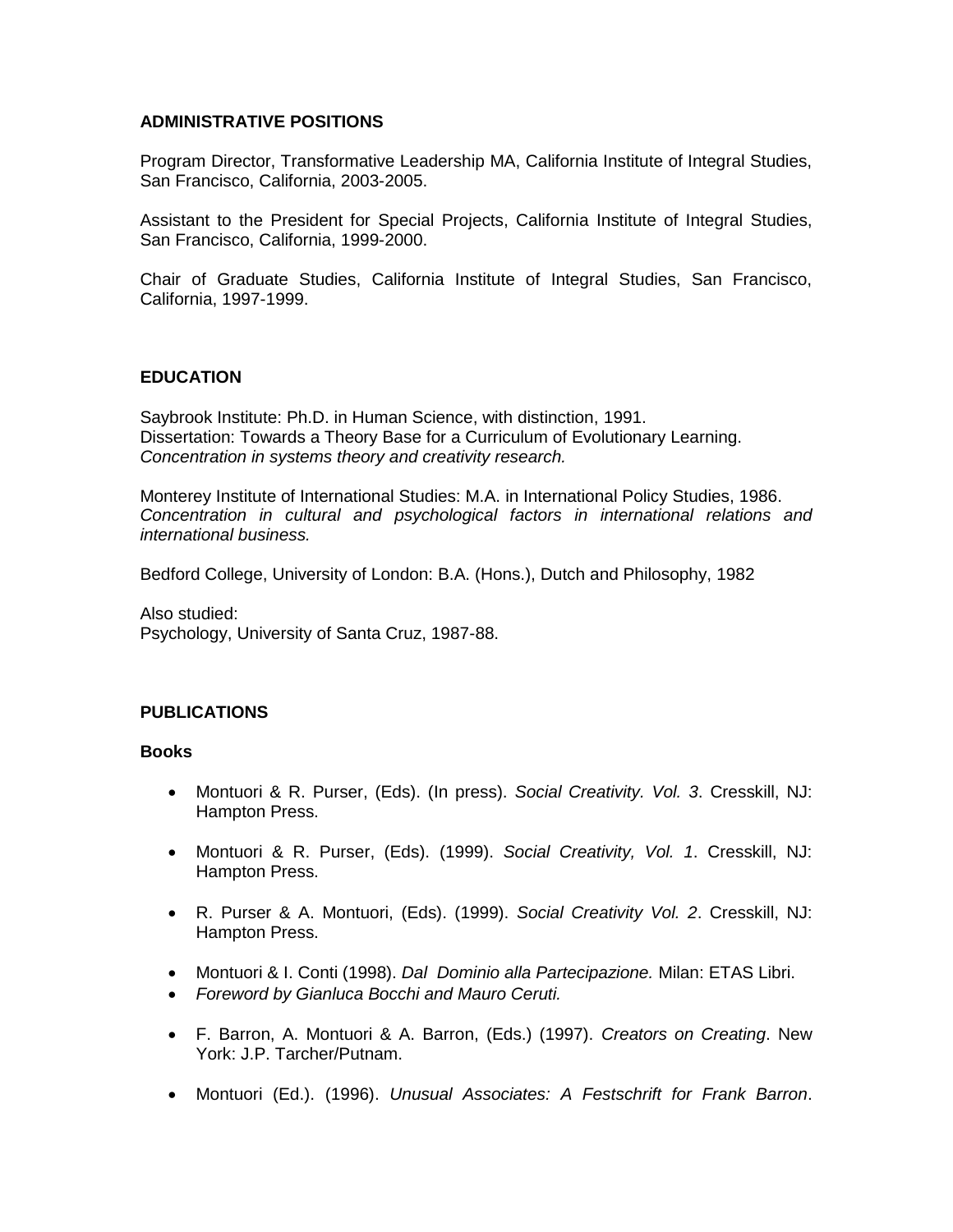## ADMINISTRATIVE POSITIONS

Program Director, Transformative Leadership MA, California Institute of Integral Studies, San Francisco, California, 2003-2005.

Assistant to the President for Special Projects, California Institute of Integral Studies, San Francisco, California, 1999-2000.

Chair of Graduate Studies, California Institute of Integral Studies, San Francisco, California, 1997-1999.

## EDUCATION

Saybrook Institute: Ph.D. in Human Science, with distinction, 1991.
Dissertation: Towards a Theory Base for a Curriculum of Evolutionary Learning.
*Concentration in systems theory and creativity research.*

Monterey Institute of International Studies: M.A. in International Policy Studies, 1986.
*Concentration in cultural and psychological factors in international relations and international business.*

Bedford College, University of London: B.A. (Hons.), Dutch and Philosophy, 1982

Also studied:
Psychology, University of Santa Cruz, 1987-88.

## PUBLICATIONS

### Books

- Montuori & R. Purser, (Eds). (In press). *Social Creativity. Vol. 3*. Cresskill, NJ: Hampton Press.

- Montuori & R. Purser, (Eds). (1999). *Social Creativity, Vol. 1*. Cresskill, NJ: Hampton Press.

- R. Purser & A. Montuori, (Eds). (1999). *Social Creativity Vol. 2*. Cresskill, NJ: Hampton Press.

- Montuori & I. Conti (1998). *Dal Dominio alla Partecipazione.* Milan: ETAS Libri.
- *Foreword by Gianluca Bocchi and Mauro Ceruti.*

- F. Barron, A. Montuori & A. Barron, (Eds.) (1997). *Creators on Creating*. New York: J.P. Tarcher/Putnam.

- Montuori (Ed.). (1996). *Unusual Associates: A Festschrift for Frank Barron*.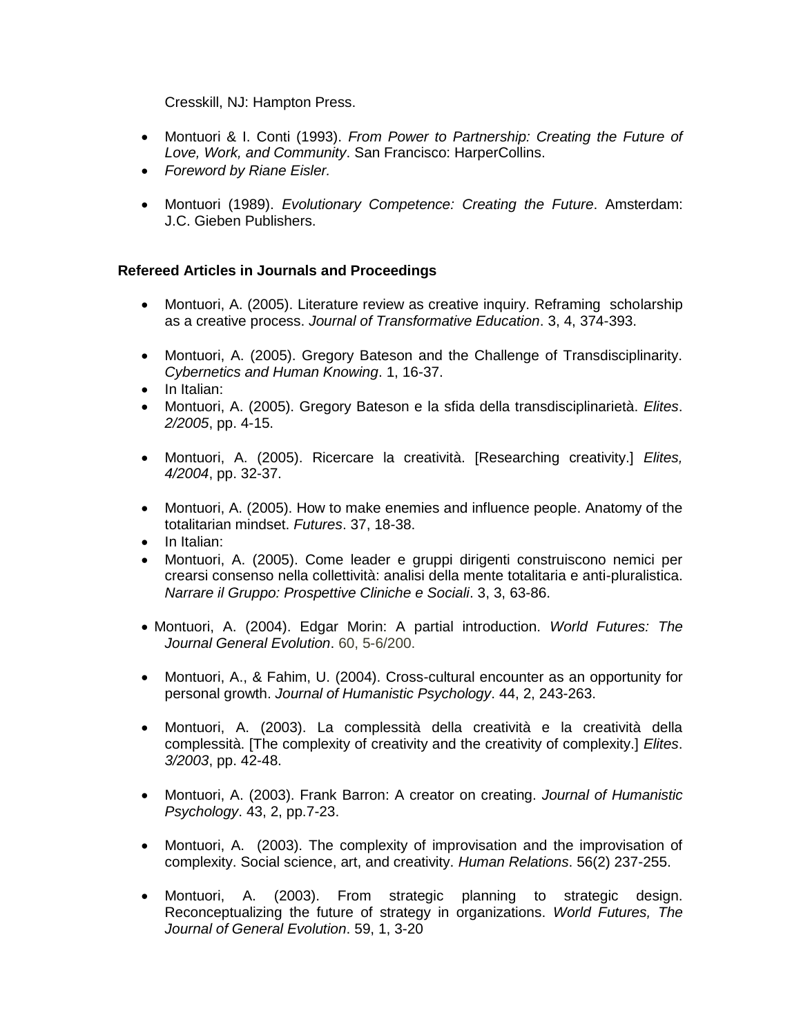Cresskill, NJ: Hampton Press.

- Montuori & I. Conti (1993). *From Power to Partnership: Creating the Future of Love, Work, and Community*. San Francisco: HarperCollins.
- *Foreword by Riane Eisler.*

- Montuori (1989). *Evolutionary Competence: Creating the Future*. Amsterdam: J.C. Gieben Publishers.

**Refereed Articles in Journals and Proceedings**

- Montuori, A. (2005). Literature review as creative inquiry. Reframing scholarship as a creative process. *Journal of Transformative Education*. 3, 4, 374-393.

- Montuori, A. (2005). Gregory Bateson and the Challenge of Transdisciplinarity. *Cybernetics and Human Knowing*. 1, 16-37.
- In Italian:
- Montuori, A. (2005). Gregory Bateson e la sfida della transdisciplinarietà. *Elites*. *2/2005*, pp. 4-15.

- Montuori, A. (2005). Ricercare la creatività. [Researching creativity.] *Elites, 4/2004*, pp. 32-37.

- Montuori, A. (2005). How to make enemies and influence people. Anatomy of the totalitarian mindset. *Futures*. 37, 18-38.
- In Italian:
- Montuori, A. (2005). Come leader e gruppi dirigenti construiscono nemici per crearsi consenso nella collettività: analisi della mente totalitaria e anti-pluralistica. *Narrare il Gruppo: Prospettive Cliniche e Sociali*. 3, 3, 63-86.

- Montuori, A. (2004). Edgar Morin: A partial introduction. *World Futures: The Journal General Evolution*. 60, 5-6/200.

- Montuori, A., & Fahim, U. (2004). Cross-cultural encounter as an opportunity for personal growth. *Journal of Humanistic Psychology*. 44, 2, 243-263.

- Montuori, A. (2003). La complessità della creatività e la creatività della complessità. [The complexity of creativity and the creativity of complexity.] *Elites*. *3/2003*, pp. 42-48.

- Montuori, A. (2003). Frank Barron: A creator on creating. *Journal of Humanistic Psychology*. 43, 2, pp.7-23.

- Montuori, A. (2003). The complexity of improvisation and the improvisation of complexity. Social science, art, and creativity. *Human Relations*. 56(2) 237-255.

- Montuori, A. (2003). From strategic planning to strategic design. Reconceptualizing the future of strategy in organizations. *World Futures, The Journal of General Evolution*. 59, 1, 3-20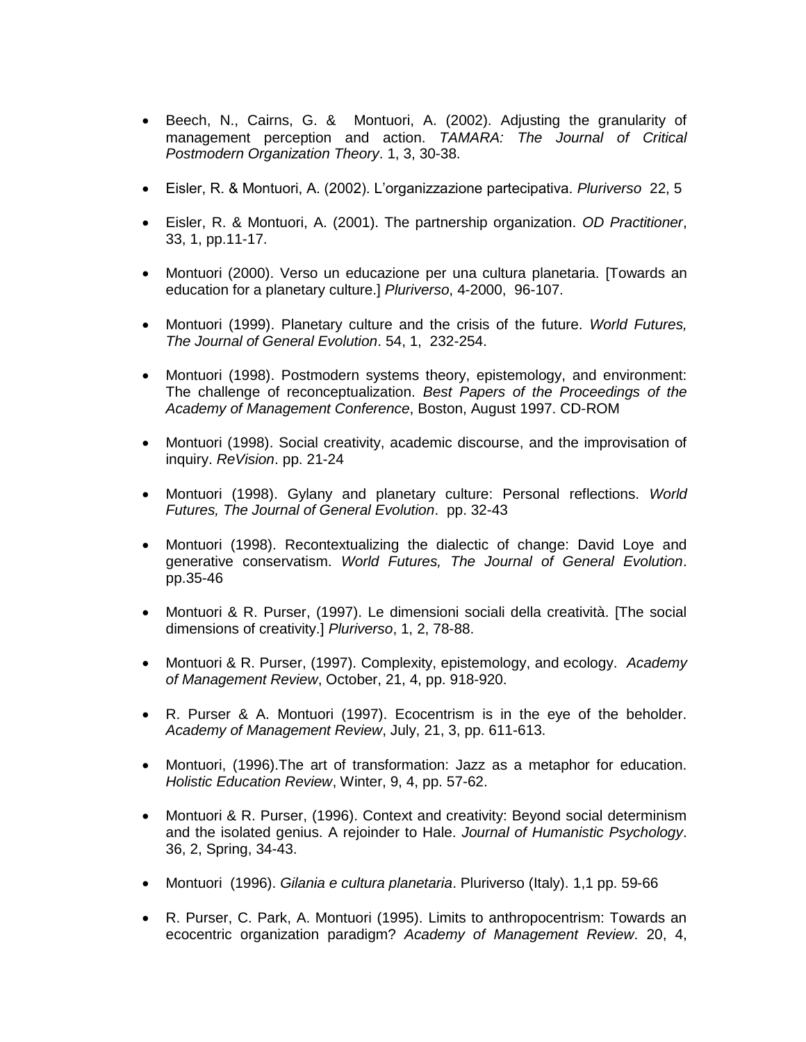- Beech, N., Cairns, G. & Montuori, A. (2002). Adjusting the granularity of management perception and action. *TAMARA: The Journal of Critical Postmodern Organization Theory*. 1, 3, 30-38.

- Eisler, R. & Montuori, A. (2002). L'organizzazione partecipativa. *Pluriverso* 22, 5

- Eisler, R. & Montuori, A. (2001). The partnership organization. *OD Practitioner*, 33, 1, pp.11-17.

- Montuori (2000). Verso un educazione per una cultura planetaria. [Towards an education for a planetary culture.] *Pluriverso*, 4-2000, 96-107.

- Montuori (1999). Planetary culture and the crisis of the future. *World Futures, The Journal of General Evolution*. 54, 1, 232-254.

- Montuori (1998). Postmodern systems theory, epistemology, and environment: The challenge of reconceptualization. *Best Papers of the Proceedings of the Academy of Management Conference*, Boston, August 1997. CD-ROM

- Montuori (1998). Social creativity, academic discourse, and the improvisation of inquiry. *ReVision*. pp. 21-24

- Montuori (1998). Gylany and planetary culture: Personal reflections. *World Futures, The Journal of General Evolution*. pp. 32-43

- Montuori (1998). Recontextualizing the dialectic of change: David Loye and generative conservatism. *World Futures, The Journal of General Evolution*. pp.35-46

- Montuori & R. Purser, (1997). Le dimensioni sociali della creatività. [The social dimensions of creativity.] *Pluriverso*, 1, 2, 78-88.

- Montuori & R. Purser, (1997). Complexity, epistemology, and ecology. *Academy of Management Review*, October, 21, 4, pp. 918-920.

- R. Purser & A. Montuori (1997). Ecocentrism is in the eye of the beholder. *Academy of Management Review*, July, 21, 3, pp. 611-613.

- Montuori, (1996).The art of transformation: Jazz as a metaphor for education. *Holistic Education Review*, Winter, 9, 4, pp. 57-62.

- Montuori & R. Purser, (1996). Context and creativity: Beyond social determinism and the isolated genius. A rejoinder to Hale. *Journal of Humanistic Psychology*. 36, 2, Spring, 34-43.

- Montuori (1996). *Gilania e cultura planetaria*. Pluriverso (Italy). 1,1 pp. 59-66

- R. Purser, C. Park, A. Montuori (1995). Limits to anthropocentrism: Towards an ecocentric organization paradigm? *Academy of Management Review*. 20, 4,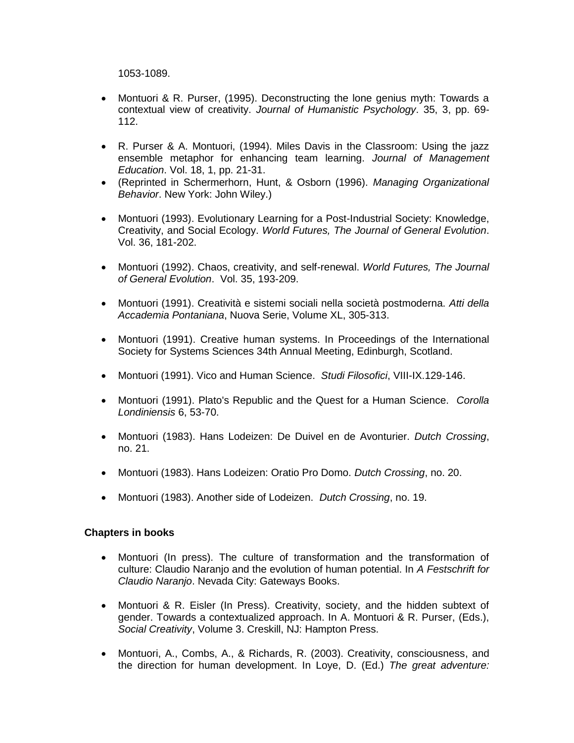1053-1089.

- Montuori & R. Purser, (1995). Deconstructing the lone genius myth: Towards a contextual view of creativity. *Journal of Humanistic Psychology*. 35, 3, pp. 69-112.

- R. Purser & A. Montuori, (1994). Miles Davis in the Classroom: Using the jazz ensemble metaphor for enhancing team learning. *Journal of Management Education*. Vol. 18, 1, pp. 21-31.
- (Reprinted in Schermerhorn, Hunt, & Osborn (1996). *Managing Organizational Behavior*. New York: John Wiley.)

- Montuori (1993). Evolutionary Learning for a Post-Industrial Society: Knowledge, Creativity, and Social Ecology. *World Futures, The Journal of General Evolution*. Vol. 36, 181-202.

- Montuori (1992). Chaos, creativity, and self-renewal. *World Futures, The Journal of General Evolution*. Vol. 35, 193-209.

- Montuori (1991). Creatività e sistemi sociali nella società postmoderna. *Atti della Accademia Pontaniana*, Nuova Serie, Volume XL, 305-313.

- Montuori (1991). Creative human systems. In Proceedings of the International Society for Systems Sciences 34th Annual Meeting, Edinburgh, Scotland.

- Montuori (1991). Vico and Human Science. *Studi Filosofici*, VIII-IX.129-146.

- Montuori (1991). Plato's Republic and the Quest for a Human Science. *Corolla Londiniensis* 6, 53-70.

- Montuori (1983). Hans Lodeizen: De Duivel en de Avonturier. *Dutch Crossing*, no. 21.

- Montuori (1983). Hans Lodeizen: Oratio Pro Domo. *Dutch Crossing*, no. 20.

- Montuori (1983). Another side of Lodeizen. *Dutch Crossing*, no. 19.

**Chapters in books**

- Montuori (In press). The culture of transformation and the transformation of culture: Claudio Naranjo and the evolution of human potential. In *A Festschrift for Claudio Naranjo*. Nevada City: Gateways Books.

- Montuori & R. Eisler (In Press). Creativity, society, and the hidden subtext of gender. Towards a contextualized approach. In A. Montuori & R. Purser, (Eds.), *Social Creativity*, Volume 3. Creskill, NJ: Hampton Press.

- Montuori, A., Combs, A., & Richards, R. (2003). Creativity, consciousness, and the direction for human development. In Loye, D. (Ed.) *The great adventure:*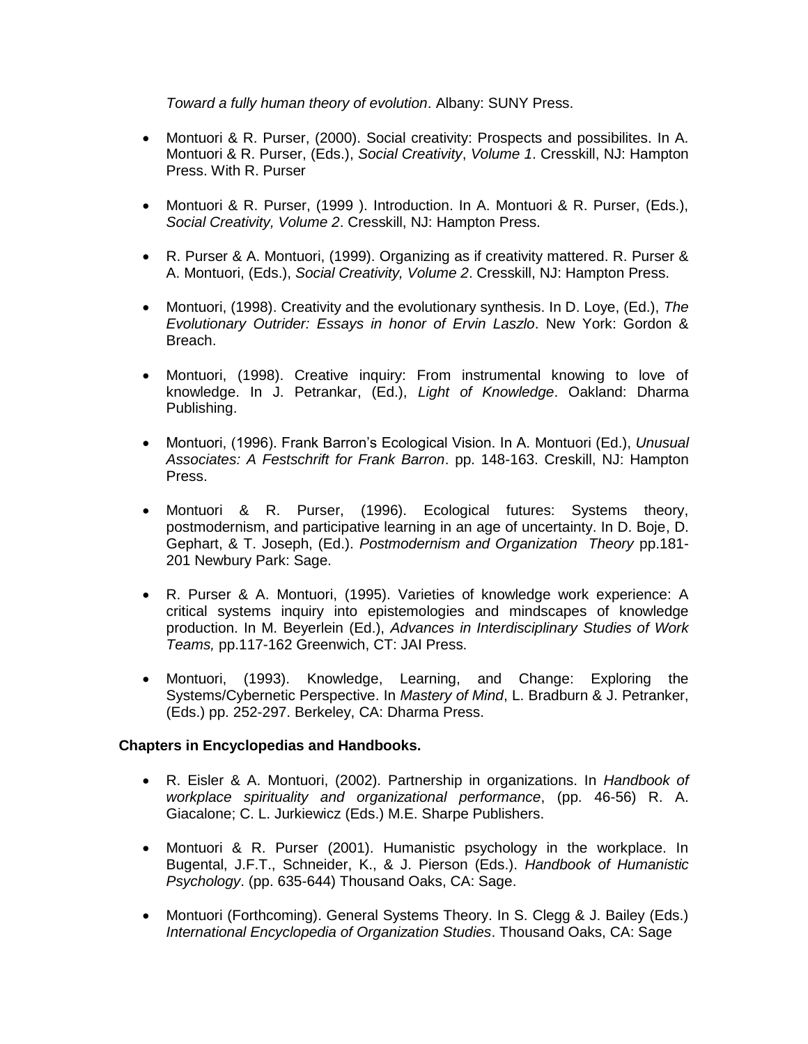*Toward a fully human theory of evolution*. Albany: SUNY Press.

- Montuori & R. Purser, (2000). Social creativity: Prospects and possibilites. In A. Montuori & R. Purser, (Eds.), *Social Creativity*, *Volume 1*. Cresskill, NJ: Hampton Press. With R. Purser

- Montuori & R. Purser, (1999 ). Introduction. In A. Montuori & R. Purser, (Eds.), *Social Creativity, Volume 2*. Cresskill, NJ: Hampton Press.

- R. Purser & A. Montuori, (1999). Organizing as if creativity mattered. R. Purser & A. Montuori, (Eds.), *Social Creativity, Volume 2*. Cresskill, NJ: Hampton Press.

- Montuori, (1998). Creativity and the evolutionary synthesis. In D. Loye, (Ed.), *The Evolutionary Outrider: Essays in honor of Ervin Laszlo*. New York: Gordon & Breach.

- Montuori, (1998). Creative inquiry: From instrumental knowing to love of knowledge. In J. Petrankar, (Ed.), *Light of Knowledge*. Oakland: Dharma Publishing.

- Montuori, (1996). Frank Barron's Ecological Vision. In A. Montuori (Ed.), *Unusual Associates: A Festschrift for Frank Barron*. pp. 148-163. Creskill, NJ: Hampton Press.

- Montuori & R. Purser, (1996). Ecological futures: Systems theory, postmodernism, and participative learning in an age of uncertainty. In D. Boje, D. Gephart, & T. Joseph, (Ed.). *Postmodernism and Organization Theory* pp.181-201 Newbury Park: Sage.

- R. Purser & A. Montuori, (1995). Varieties of knowledge work experience: A critical systems inquiry into epistemologies and mindscapes of knowledge production. In M. Beyerlein (Ed.), *Advances in Interdisciplinary Studies of Work Teams,* pp.117-162 Greenwich, CT: JAI Press.

- Montuori, (1993). Knowledge, Learning, and Change: Exploring the Systems/Cybernetic Perspective. In *Mastery of Mind*, L. Bradburn & J. Petranker, (Eds.) pp. 252-297. Berkeley, CA: Dharma Press.

**Chapters in Encyclopedias and Handbooks.**

- R. Eisler & A. Montuori, (2002). Partnership in organizations. In *Handbook of workplace spirituality and organizational performance*, (pp. 46-56) R. A. Giacalone; C. L. Jurkiewicz (Eds.) M.E. Sharpe Publishers.

- Montuori & R. Purser (2001). Humanistic psychology in the workplace. In Bugental, J.F.T., Schneider, K., & J. Pierson (Eds.). *Handbook of Humanistic Psychology*. (pp. 635-644) Thousand Oaks, CA: Sage.

- Montuori (Forthcoming). General Systems Theory. In S. Clegg & J. Bailey (Eds.) *International Encyclopedia of Organization Studies*. Thousand Oaks, CA: Sage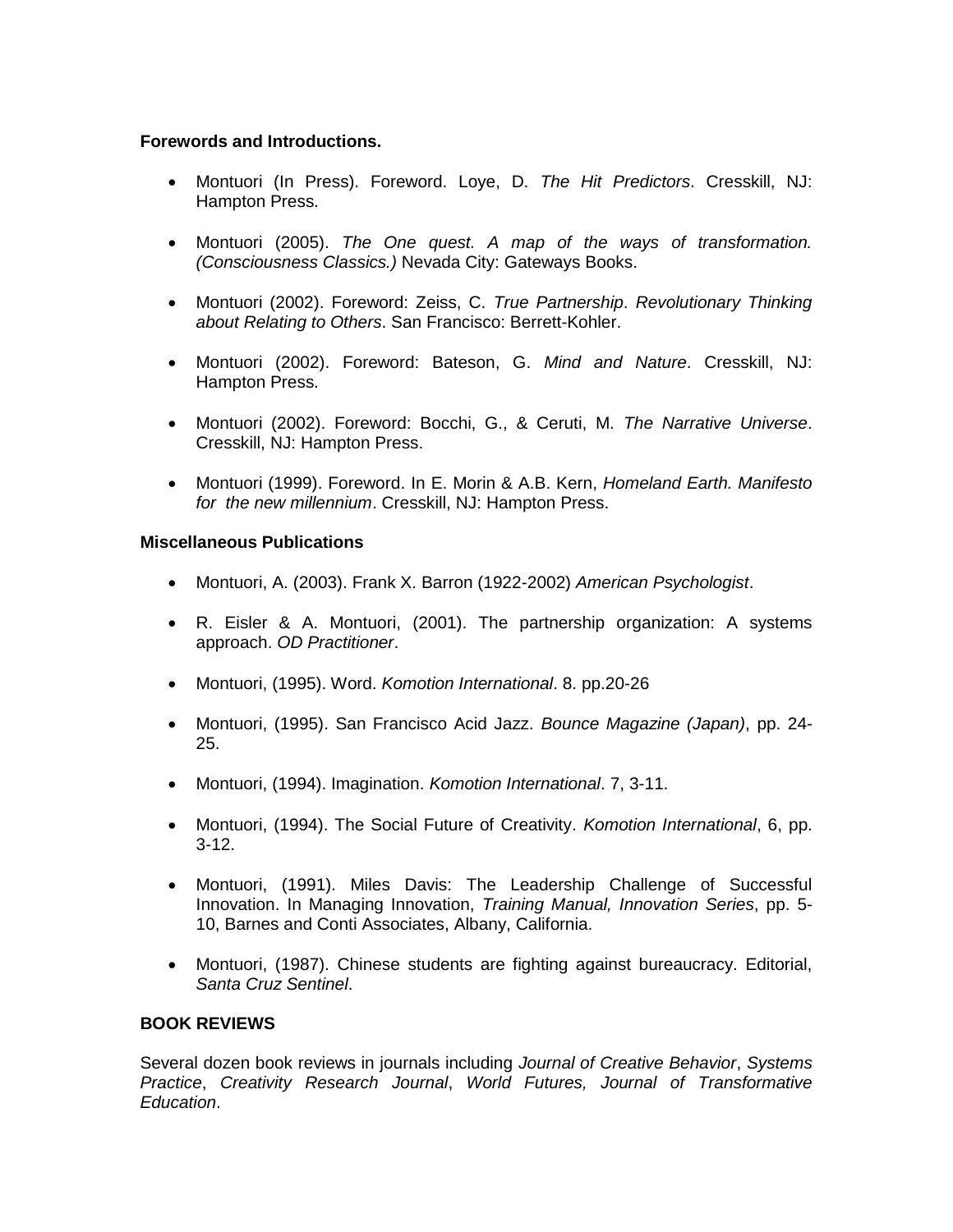**Forewords and Introductions.**

- Montuori (In Press). Foreword. Loye, D. *The Hit Predictors*. Cresskill, NJ: Hampton Press.

- Montuori (2005). *The One quest. A map of the ways of transformation. (Consciousness Classics.)* Nevada City: Gateways Books.

- Montuori (2002). Foreword: Zeiss, C. *True Partnership*. *Revolutionary Thinking about Relating to Others*. San Francisco: Berrett-Kohler.

- Montuori (2002). Foreword: Bateson, G. *Mind and Nature*. Cresskill, NJ: Hampton Press.

- Montuori (2002). Foreword: Bocchi, G., & Ceruti, M. *The Narrative Universe*. Cresskill, NJ: Hampton Press.

- Montuori (1999). Foreword. In E. Morin & A.B. Kern, *Homeland Earth. Manifesto for the new millennium*. Cresskill, NJ: Hampton Press.

**Miscellaneous Publications**

- Montuori, A. (2003). Frank X. Barron (1922-2002) *American Psychologist*.

- R. Eisler & A. Montuori, (2001). The partnership organization: A systems approach. *OD Practitioner*.

- Montuori, (1995). Word. *Komotion International*. 8. pp.20-26

- Montuori, (1995). San Francisco Acid Jazz. *Bounce Magazine (Japan)*, pp. 24-25.

- Montuori, (1994). Imagination. *Komotion International*. 7, 3-11.

- Montuori, (1994). The Social Future of Creativity. *Komotion International*, 6, pp. 3-12.

- Montuori, (1991). Miles Davis: The Leadership Challenge of Successful Innovation. In Managing Innovation, *Training Manual, Innovation Series*, pp. 5-10, Barnes and Conti Associates, Albany, California.

- Montuori, (1987). Chinese students are fighting against bureaucracy. Editorial, *Santa Cruz Sentinel*.

**BOOK REVIEWS**

Several dozen book reviews in journals including *Journal of Creative Behavior*, *Systems Practice*, *Creativity Research Journal*, *World Futures, Journal of Transformative Education*.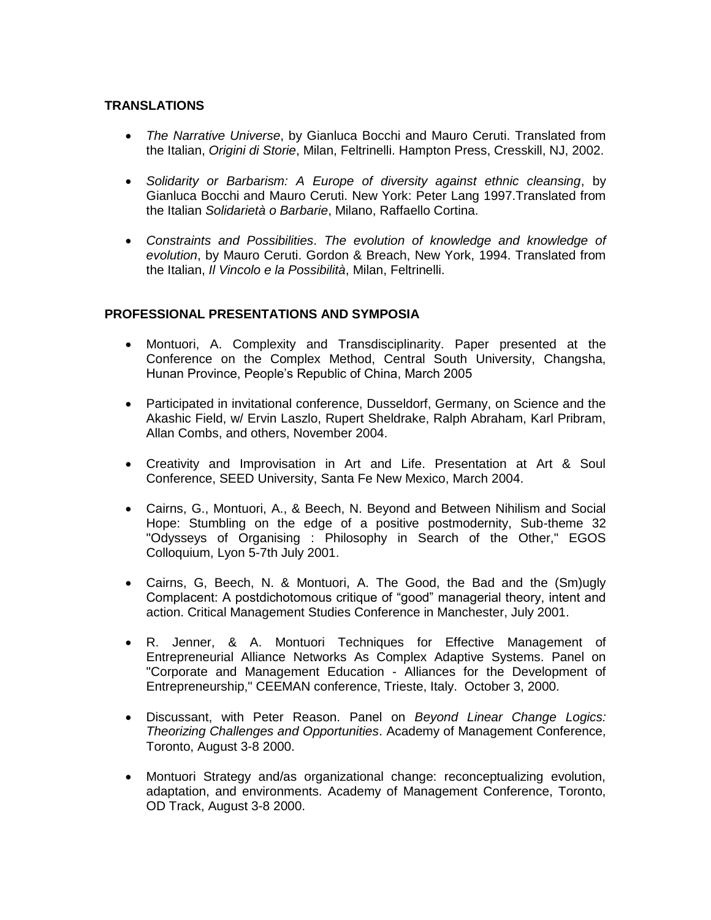## TRANSLATIONS

- *The Narrative Universe*, by Gianluca Bocchi and Mauro Ceruti. Translated from the Italian, *Origini di Storie*, Milan, Feltrinelli. Hampton Press, Cresskill, NJ, 2002.

- *Solidarity or Barbarism: A Europe of diversity against ethnic cleansing*, by Gianluca Bocchi and Mauro Ceruti. New York: Peter Lang 1997.Translated from the Italian *Solidarietà o Barbarie*, Milano, Raffaello Cortina.

- *Constraints and Possibilities*. *The evolution of knowledge and knowledge of evolution*, by Mauro Ceruti. Gordon & Breach, New York, 1994. Translated from the Italian, *Il Vincolo e la Possibilità*, Milan, Feltrinelli.

## PROFESSIONAL PRESENTATIONS AND SYMPOSIA

- Montuori, A. Complexity and Transdisciplinarity. Paper presented at the Conference on the Complex Method, Central South University, Changsha, Hunan Province, People's Republic of China, March 2005

- Participated in invitational conference, Dusseldorf, Germany, on Science and the Akashic Field, w/ Ervin Laszlo, Rupert Sheldrake, Ralph Abraham, Karl Pribram, Allan Combs, and others, November 2004.

- Creativity and Improvisation in Art and Life. Presentation at Art & Soul Conference, SEED University, Santa Fe New Mexico, March 2004.

- Cairns, G., Montuori, A., & Beech, N. Beyond and Between Nihilism and Social Hope: Stumbling on the edge of a positive postmodernity, Sub-theme 32 "Odysseys of Organising : Philosophy in Search of the Other," EGOS Colloquium, Lyon 5-7th July 2001.

- Cairns, G, Beech, N. & Montuori, A. The Good, the Bad and the (Sm)ugly Complacent: A postdichotomous critique of "good" managerial theory, intent and action. Critical Management Studies Conference in Manchester, July 2001.

- R. Jenner, & A. Montuori Techniques for Effective Management of Entrepreneurial Alliance Networks As Complex Adaptive Systems. Panel on "Corporate and Management Education - Alliances for the Development of Entrepreneurship," CEEMAN conference, Trieste, Italy. October 3, 2000.

- Discussant, with Peter Reason. Panel on *Beyond Linear Change Logics: Theorizing Challenges and Opportunities*. Academy of Management Conference, Toronto, August 3-8 2000.

- Montuori Strategy and/as organizational change: reconceptualizing evolution, adaptation, and environments. Academy of Management Conference, Toronto, OD Track, August 3-8 2000.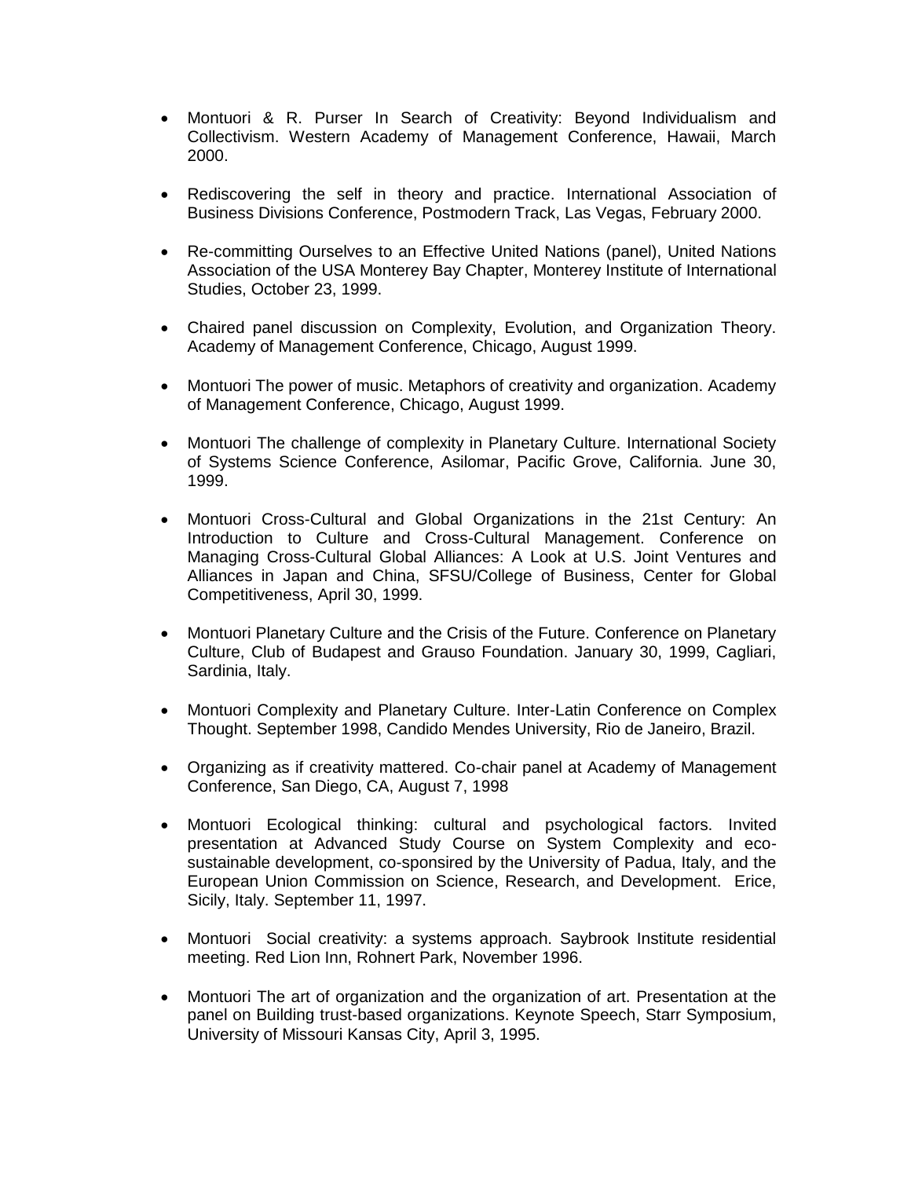- Montuori & R. Purser In Search of Creativity: Beyond Individualism and Collectivism. Western Academy of Management Conference, Hawaii, March 2000.

- Rediscovering the self in theory and practice. International Association of Business Divisions Conference, Postmodern Track, Las Vegas, February 2000.

- Re-committing Ourselves to an Effective United Nations (panel), United Nations Association of the USA Monterey Bay Chapter, Monterey Institute of International Studies, October 23, 1999.

- Chaired panel discussion on Complexity, Evolution, and Organization Theory. Academy of Management Conference, Chicago, August 1999.

- Montuori The power of music. Metaphors of creativity and organization. Academy of Management Conference, Chicago, August 1999.

- Montuori The challenge of complexity in Planetary Culture. International Society of Systems Science Conference, Asilomar, Pacific Grove, California. June 30, 1999.

- Montuori Cross-Cultural and Global Organizations in the 21st Century: An Introduction to Culture and Cross-Cultural Management. Conference on Managing Cross-Cultural Global Alliances: A Look at U.S. Joint Ventures and Alliances in Japan and China, SFSU/College of Business, Center for Global Competitiveness, April 30, 1999.

- Montuori Planetary Culture and the Crisis of the Future. Conference on Planetary Culture, Club of Budapest and Grauso Foundation. January 30, 1999, Cagliari, Sardinia, Italy.

- Montuori Complexity and Planetary Culture. Inter-Latin Conference on Complex Thought. September 1998, Candido Mendes University, Rio de Janeiro, Brazil.

- Organizing as if creativity mattered. Co-chair panel at Academy of Management Conference, San Diego, CA, August 7, 1998

- Montuori Ecological thinking: cultural and psychological factors. Invited presentation at Advanced Study Course on System Complexity and eco-sustainable development, co-sponsired by the University of Padua, Italy, and the European Union Commission on Science, Research, and Development. Erice, Sicily, Italy. September 11, 1997.

- Montuori Social creativity: a systems approach. Saybrook Institute residential meeting. Red Lion Inn, Rohnert Park, November 1996.

- Montuori The art of organization and the organization of art. Presentation at the panel on Building trust-based organizations. Keynote Speech, Starr Symposium, University of Missouri Kansas City, April 3, 1995.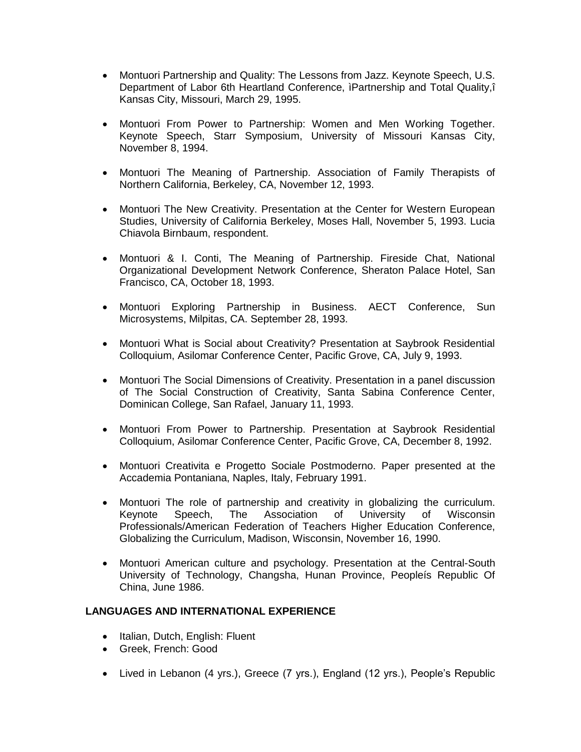- Montuori Partnership and Quality: The Lessons from Jazz. Keynote Speech, U.S. Department of Labor 6th Heartland Conference, ìPartnership and Total Quality,î Kansas City, Missouri, March 29, 1995.

- Montuori From Power to Partnership: Women and Men Working Together. Keynote Speech, Starr Symposium, University of Missouri Kansas City, November 8, 1994.

- Montuori The Meaning of Partnership. Association of Family Therapists of Northern California, Berkeley, CA, November 12, 1993.

- Montuori The New Creativity. Presentation at the Center for Western European Studies, University of California Berkeley, Moses Hall, November 5, 1993. Lucia Chiavola Birnbaum, respondent.

- Montuori & I. Conti, The Meaning of Partnership. Fireside Chat, National Organizational Development Network Conference, Sheraton Palace Hotel, San Francisco, CA, October 18, 1993.

- Montuori Exploring Partnership in Business. AECT Conference, Sun Microsystems, Milpitas, CA. September 28, 1993.

- Montuori What is Social about Creativity? Presentation at Saybrook Residential Colloquium, Asilomar Conference Center, Pacific Grove, CA, July 9, 1993.

- Montuori The Social Dimensions of Creativity. Presentation in a panel discussion of The Social Construction of Creativity, Santa Sabina Conference Center, Dominican College, San Rafael, January 11, 1993.

- Montuori From Power to Partnership. Presentation at Saybrook Residential Colloquium, Asilomar Conference Center, Pacific Grove, CA, December 8, 1992.

- Montuori Creativita e Progetto Sociale Postmoderno. Paper presented at the Accademia Pontaniana, Naples, Italy, February 1991.

- Montuori The role of partnership and creativity in globalizing the curriculum. Keynote Speech, The Association of University of Wisconsin Professionals/American Federation of Teachers Higher Education Conference, Globalizing the Curriculum, Madison, Wisconsin, November 16, 1990.

- Montuori American culture and psychology. Presentation at the Central-South University of Technology, Changsha, Hunan Province, Peopleís Republic Of China, June 1986.

### LANGUAGES AND INTERNATIONAL EXPERIENCE

- Italian, Dutch, English: Fluent
- Greek, French: Good

- Lived in Lebanon (4 yrs.), Greece (7 yrs.), England (12 yrs.), People's Republic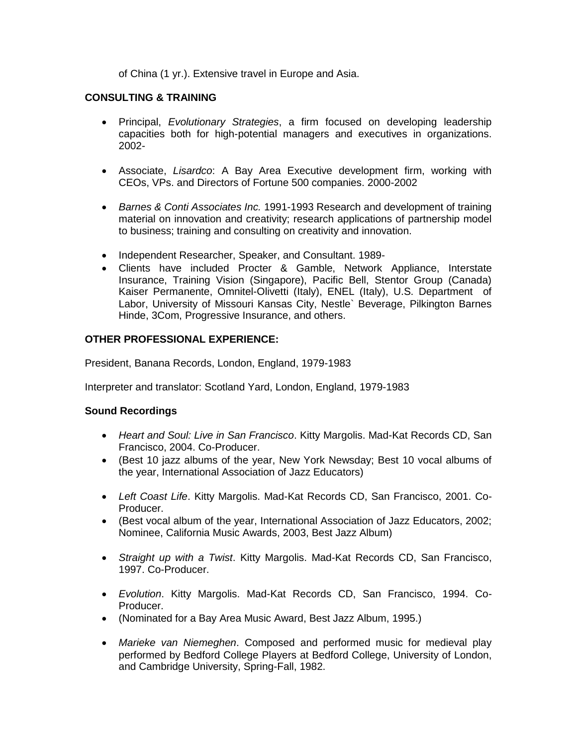of China (1 yr.). Extensive travel in Europe and Asia.

**CONSULTING & TRAINING**

- Principal, *Evolutionary Strategies*, a firm focused on developing leadership capacities both for high-potential managers and executives in organizations. 2002-

- Associate, *Lisardco*: A Bay Area Executive development firm, working with CEOs, VPs. and Directors of Fortune 500 companies. 2000-2002

- *Barnes & Conti Associates Inc.* 1991-1993 Research and development of training material on innovation and creativity; research applications of partnership model to business; training and consulting on creativity and innovation.

- Independent Researcher, Speaker, and Consultant. 1989-
- Clients have included Procter & Gamble, Network Appliance, Interstate Insurance, Training Vision (Singapore), Pacific Bell, Stentor Group (Canada) Kaiser Permanente, Omnitel-Olivetti (Italy), ENEL (Italy), U.S. Department of Labor, University of Missouri Kansas City, Nestle` Beverage, Pilkington Barnes Hinde, 3Com, Progressive Insurance, and others.

**OTHER PROFESSIONAL EXPERIENCE:**

President, Banana Records, London, England, 1979-1983

Interpreter and translator: Scotland Yard, London, England, 1979-1983

**Sound Recordings**

- *Heart and Soul: Live in San Francisco*. Kitty Margolis. Mad-Kat Records CD, San Francisco, 2004. Co-Producer.
- (Best 10 jazz albums of the year, New York Newsday; Best 10 vocal albums of the year, International Association of Jazz Educators)

- *Left Coast Life*. Kitty Margolis. Mad-Kat Records CD, San Francisco, 2001. Co-Producer.
- (Best vocal album of the year, International Association of Jazz Educators, 2002; Nominee, California Music Awards, 2003, Best Jazz Album)

- *Straight up with a Twist*. Kitty Margolis. Mad-Kat Records CD, San Francisco, 1997. Co-Producer.

- *Evolution*. Kitty Margolis. Mad-Kat Records CD, San Francisco, 1994. Co-Producer.
- (Nominated for a Bay Area Music Award, Best Jazz Album, 1995.)

- *Marieke van Niemeghen*. Composed and performed music for medieval play performed by Bedford College Players at Bedford College, University of London, and Cambridge University, Spring-Fall, 1982.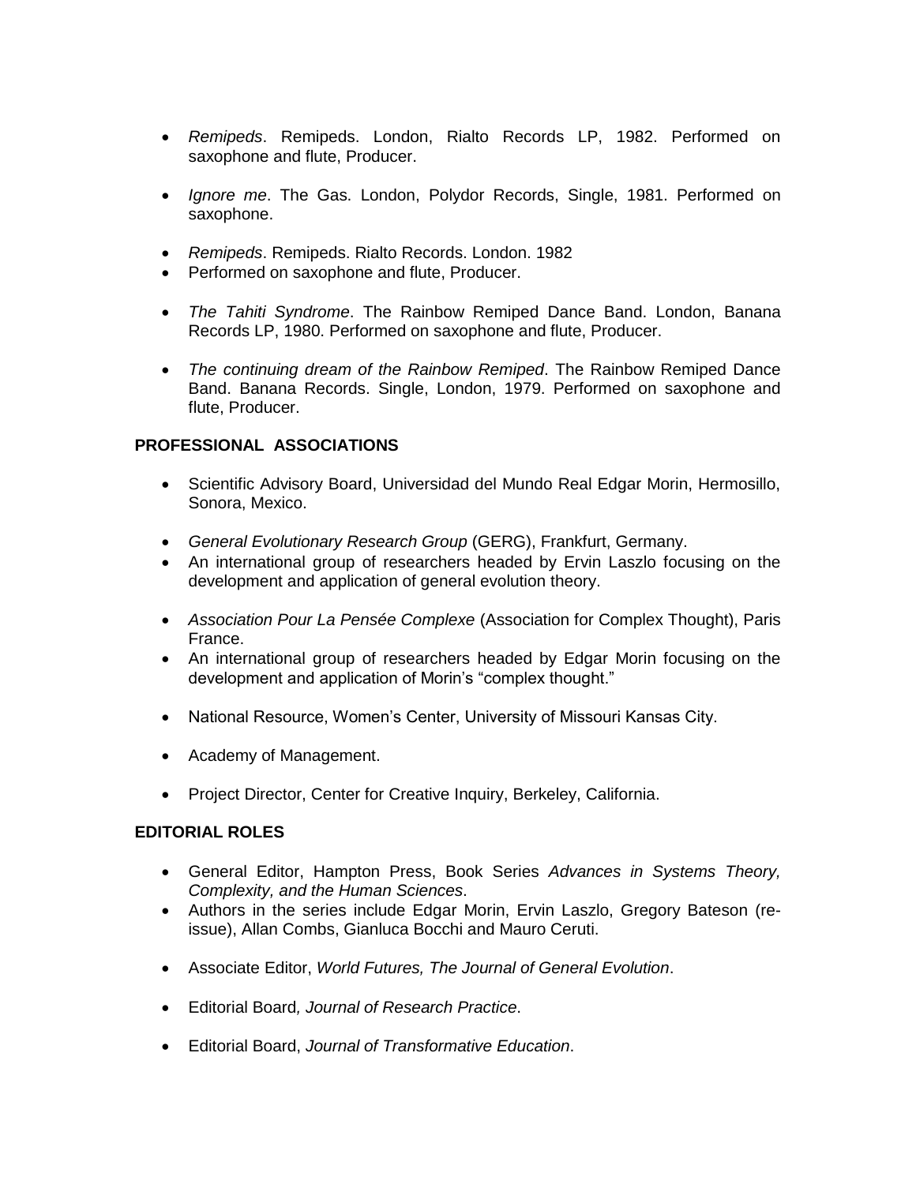- *Remipeds*. Remipeds. London, Rialto Records LP, 1982. Performed on saxophone and flute, Producer.

- *Ignore me*. The Gas. London, Polydor Records, Single, 1981. Performed on saxophone.

- *Remipeds*. Remipeds. Rialto Records. London. 1982
- Performed on saxophone and flute, Producer.

- *The Tahiti Syndrome*. The Rainbow Remiped Dance Band. London, Banana Records LP, 1980. Performed on saxophone and flute, Producer.

- *The continuing dream of the Rainbow Remiped*. The Rainbow Remiped Dance Band. Banana Records. Single, London, 1979. Performed on saxophone and flute, Producer.

**PROFESSIONAL ASSOCIATIONS**

- Scientific Advisory Board, Universidad del Mundo Real Edgar Morin, Hermosillo, Sonora, Mexico.

- *General Evolutionary Research Group* (GERG), Frankfurt, Germany.
- An international group of researchers headed by Ervin Laszlo focusing on the development and application of general evolution theory.

- *Association Pour La Pensée Complexe* (Association for Complex Thought), Paris France.
- An international group of researchers headed by Edgar Morin focusing on the development and application of Morin's "complex thought."

- National Resource, Women's Center, University of Missouri Kansas City.

- Academy of Management.

- Project Director, Center for Creative Inquiry, Berkeley, California.

**EDITORIAL ROLES**

- General Editor, Hampton Press, Book Series *Advances in Systems Theory, Complexity, and the Human Sciences*.
- Authors in the series include Edgar Morin, Ervin Laszlo, Gregory Bateson (re-issue), Allan Combs, Gianluca Bocchi and Mauro Ceruti.

- Associate Editor, *World Futures, The Journal of General Evolution*.

- Editorial Board, *Journal of Research Practice*.

- Editorial Board, *Journal of Transformative Education*.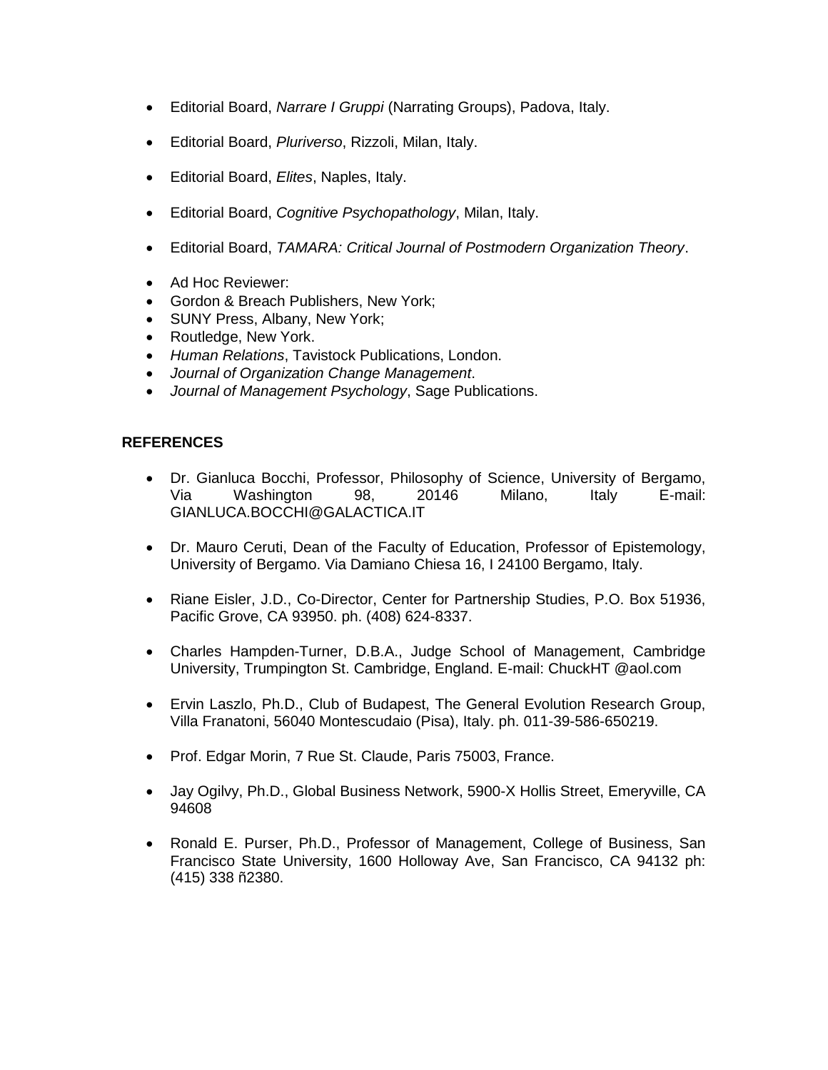- Editorial Board, *Narrare I Gruppi* (Narrating Groups), Padova, Italy.

- Editorial Board, *Pluriverso*, Rizzoli, Milan, Italy.

- Editorial Board, *Elites*, Naples, Italy.

- Editorial Board, *Cognitive Psychopathology*, Milan, Italy.

- Editorial Board, *TAMARA: Critical Journal of Postmodern Organization Theory*.

- Ad Hoc Reviewer:
- Gordon & Breach Publishers, New York;
- SUNY Press, Albany, New York;
- Routledge, New York.
- *Human Relations*, Tavistock Publications, London.
- *Journal of Organization Change Management*.
- *Journal of Management Psychology*, Sage Publications.

**REFERENCES**

- Dr. Gianluca Bocchi, Professor, Philosophy of Science, University of Bergamo, Via Washington 98, 20146 Milano, Italy E-mail: GIANLUCA.BOCCHI@GALACTICA.IT

- Dr. Mauro Ceruti, Dean of the Faculty of Education, Professor of Epistemology, University of Bergamo. Via Damiano Chiesa 16, I 24100 Bergamo, Italy.

- Riane Eisler, J.D., Co-Director, Center for Partnership Studies, P.O. Box 51936, Pacific Grove, CA 93950. ph. (408) 624-8337.

- Charles Hampden-Turner, D.B.A., Judge School of Management, Cambridge University, Trumpington St. Cambridge, England. E-mail: ChuckHT @aol.com

- Ervin Laszlo, Ph.D., Club of Budapest, The General Evolution Research Group, Villa Franatoni, 56040 Montescudaio (Pisa), Italy. ph. 011-39-586-650219.

- Prof. Edgar Morin, 7 Rue St. Claude, Paris 75003, France.

- Jay Ogilvy, Ph.D., Global Business Network, 5900-X Hollis Street, Emeryville, CA 94608

- Ronald E. Purser, Ph.D., Professor of Management, College of Business, San Francisco State University, 1600 Holloway Ave, San Francisco, CA 94132 ph: (415) 338 ñ2380.